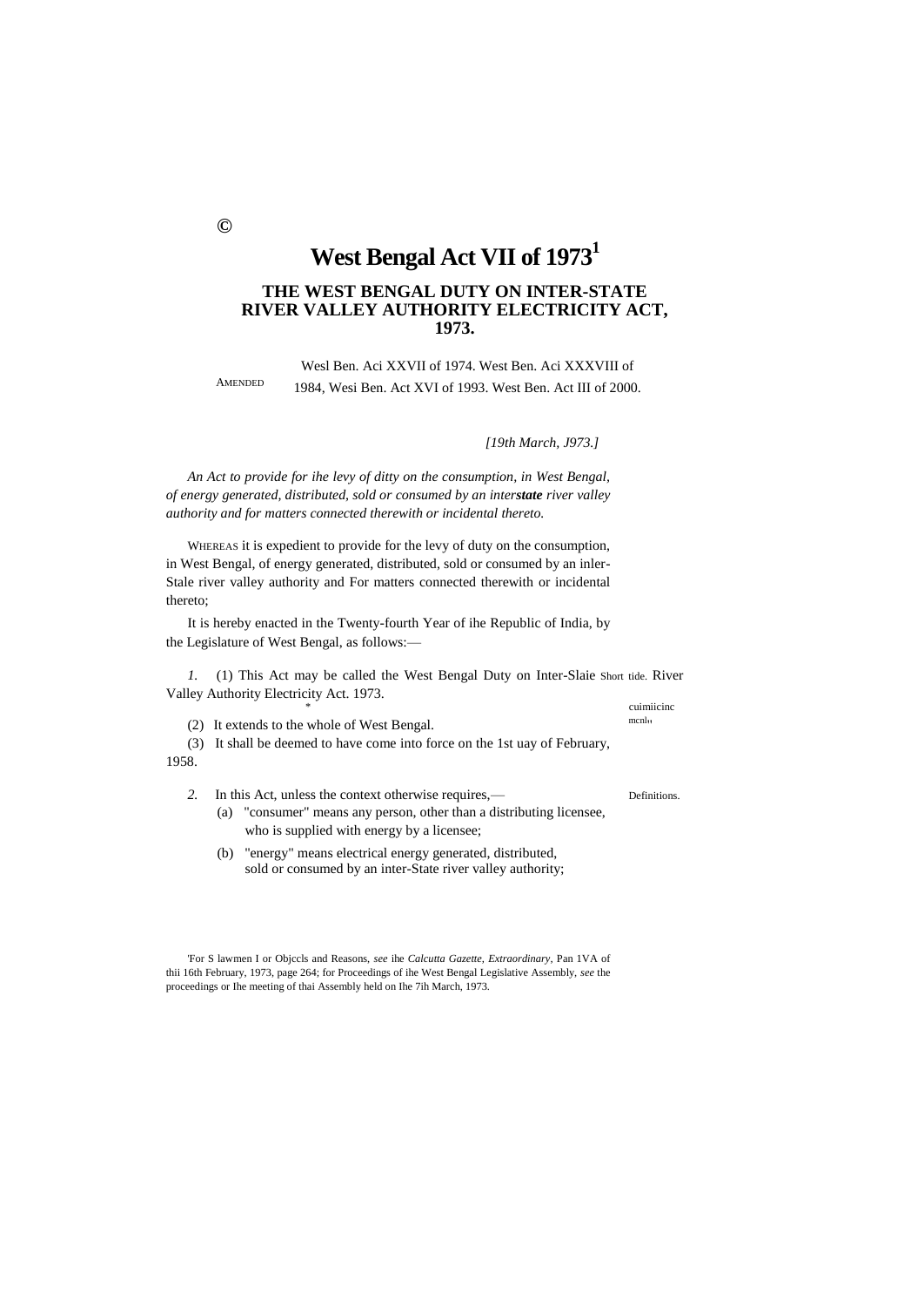©

# West Bengal Act VII of 1973[1]

## THE WEST BENGAL DUTY ON INTER-STATE RIVER VALLEY AUTHORITY ELECTRICITY ACT, 1973.

AMENDED Wesl Ben. Aci XXVII of 1974. West Ben. Aci XXXVIII of 1984, Wesi Ben. Act XVI of 1993. West Ben. Act III of 2000.

*[19th March, J973.]*

*An Act to provide for ihe levy of ditty on the consumption, in West Bengal, of energy generated, distributed, sold or consumed by an inter**state** river valley authority and for matters connected therewith or incidental thereto.*

WHEREAS it is expedient to provide for the levy of duty on the consumption, in West Bengal, of energy generated, distributed, sold or consumed by an inler-Stale river valley authority and For matters connected therewith or incidental thereto;

It is hereby enacted in the Twenty-fourth Year of ihe Republic of India, by the Legislature of West Bengal, as follows:—

Short tide. cuimiicinc mcnl.

*1.* (1) This Act may be called the West Bengal Duty on Inter-Slaie River Valley Authority Electricity Act. 1973.

(2) It extends to the whole of West Bengal.

(3) It shall be deemed to have come into force on the 1st uay of February, 1958.

Definitions.

*2.* In this Act, unless the context otherwise requires,—

(a) "consumer" means any person, other than a distributing licensee, who is supplied with energy by a licensee;

(b) "energy" means electrical energy generated, distributed, sold or consumed by an inter-State river valley authority;

---

[1]For S lawmen I or Objccls and Reasons, *see* ihe *Calcutta Gazette, Extraordinary*, Pan 1VA of thii 16th February, 1973, page 264; for Proceedings of ihe West Bengal Legislative Assembly, *see* the proceedings or Ihe meeting of thai Assembly held on Ihe 7ih March, 1973.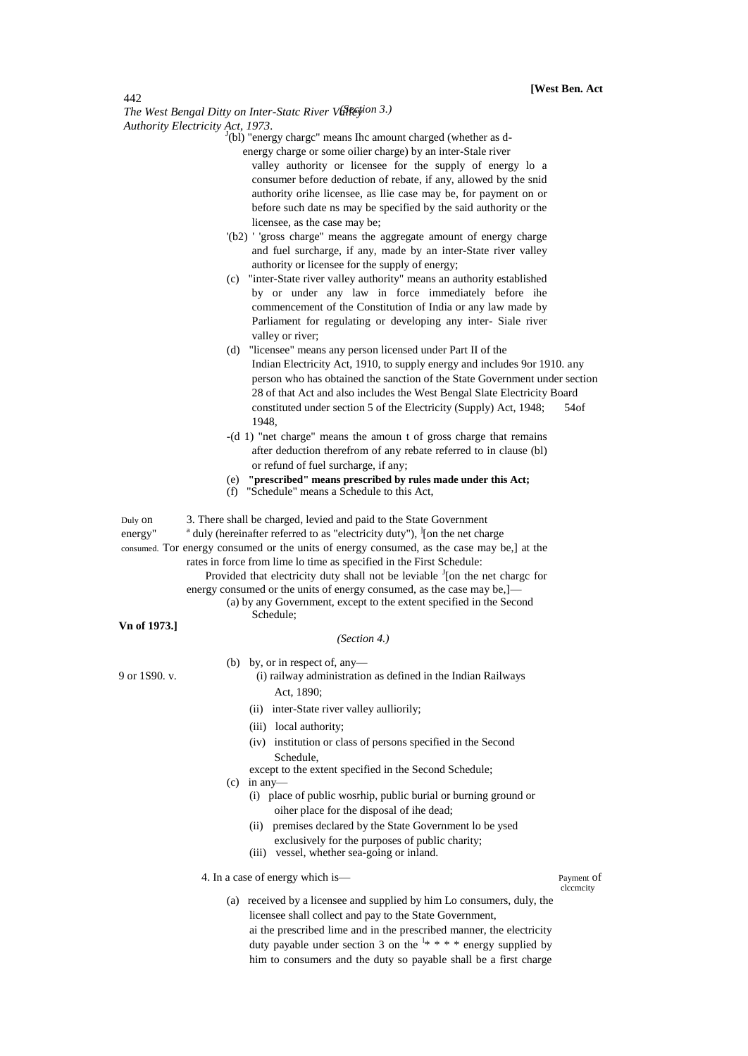[1](b1) "energy chargc" means Ihc amount charged (whether as d-energy charge or some oilier charge) by an inter-Stale river valley authority or licensee for the supply of energy lo a consumer before deduction of rebate, if any, allowed by the snid authority orihe licensee, as llie case may be, for payment on or before such date ns may be specified by the said authority or the licensee, as the case may be;

'(b2) ' 'gross charge" means the aggregate amount of energy charge and fuel surcharge, if any, made by an inter-State river valley authority or licensee for the supply of energy;

(c) "inter-State river valley authority" means an authority established by or under any law in force immediately before ihe commencement of the Constitution of India or any law made by Parliament for regulating or developing any inter- Siale river valley or river;

(d) "licensee" means any person licensed under Part II of the Indian Electricity Act, 1910, to supply energy and includes 9or 1910. any person who has obtained the sanction of the State Government under section 28 of that Act and also includes the West Bengal Slate Electricity Board constituted under section 5 of the Electricity (Supply) Act, 1948; 54of 1948,

-(d 1) "net charge" means the amoun t of gross charge that remains after deduction therefrom of any rebate referred to in clause (bl) or refund of fuel surcharge, if any;

(e) **"prescribed" means prescribed by rules made under this Act;**

(f) "Schedule" means a Schedule to this Act,

Duly on energy" consumed.

3. There shall be charged, levied and paid to the State Government [a] duly (hereinafter referred to as "electricity duty"), [1][on the net charge Tor energy consumed or the units of energy consumed, as the case may be,] at the rates in force from lime lo time as specified in the First Schedule:

Provided that electricity duty shall not be leviable [1][on the net chargc for energy consumed or the units of energy consumed, as the case may be,]—

(a) by any Government, except to the extent specified in the Second Schedule;

*(Section 4.)*

(b) by, or in respect of, any—

9 or 1S90. v.

(i) railway administration as defined in the Indian Railways Act, 1890;

(ii) inter-State river valley aulliorily;

(iii) local authority;

(iv) institution or class of persons specified in the Second Schedule,

except to the extent specified in the Second Schedule;

(c) in any—

(i) place of public wosrhip, public burial or burning ground or oiher place for the disposal of ihe dead;

(ii) premises declared by the State Government lo be ysed exclusively for the purposes of public charity;

(iii) vessel, whether sea-going or inland.

Payment of clccmcity

4. In a case of energy which is—

(a) received by a licensee and supplied by him Lo consumers, duly, the licensee shall collect and pay to the State Government, ai the prescribed lime and in the prescribed manner, the electricity duty payable under section 3 on the [1]* * * * energy supplied by him to consumers and the duty so payable shall be a first charge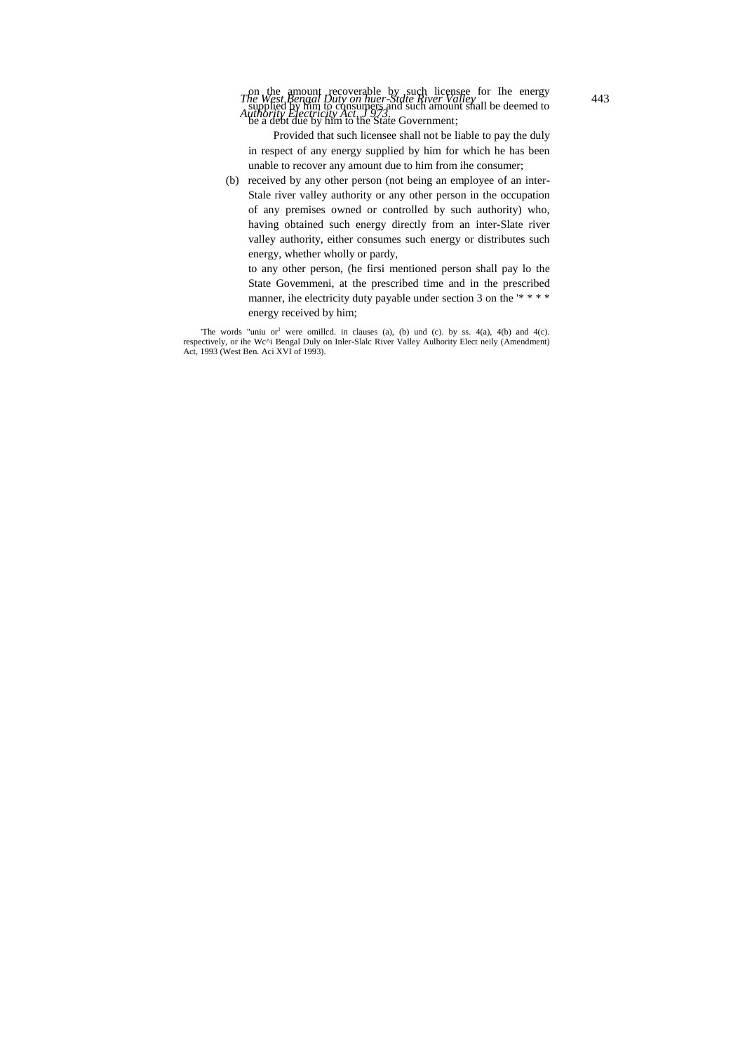on the amount recoverable by such licensee for Ihe energy supplied by him to consumers and such amount shall be deemed to be a debt due by him to the State Government;

Provided that such licensee shall not be liable to pay the duly in respect of any energy supplied by him for which he has been unable to recover any amount due to him from ihe consumer;

(b) received by any other person (not being an employee of an inter-Stale river valley authority or any other person in the occupation of any premises owned or controlled by such authority) who, having obtained such energy directly from an inter-Slate river valley authority, either consumes such energy or distributes such energy, whether wholly or pardy,

to any other person, (he firsi mentioned person shall pay lo the State Govemmeni, at the prescribed time and in the prescribed manner, ihe electricity duty payable under section 3 on the '* * * * energy received by him;

'The words "uniu or[1] were omillcd. in clauses (a), (b) und (c). by ss. 4(a), 4(b) and 4(c). respectively, or ihe Wc^i Bengal Duly on Inler-Slalc River Valley Aulhority Elect neily (Amendment) Act, 1993 (West Ben. Aci XVI of 1993).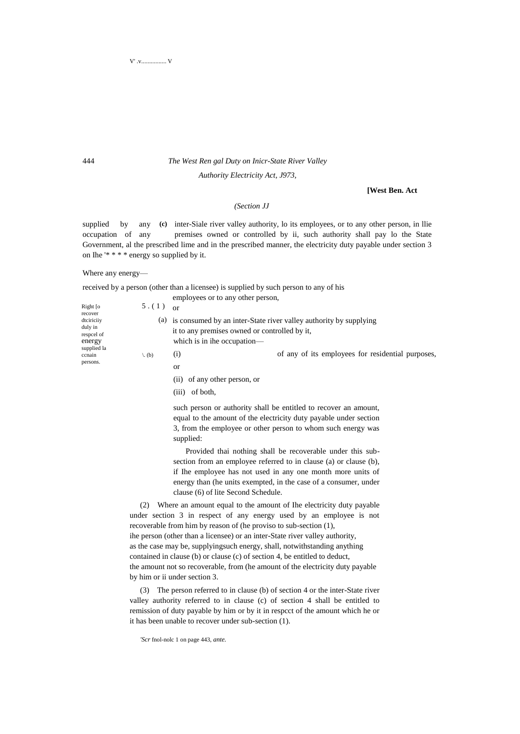supplied by any (c) inter-Siale river valley authority, lo its employees, or to any other person, in llie occupation of any premises owned or controlled by ii, such authority shall pay lo the State Government, al the prescribed lime and in the prescribed manner, the electricity duty payable under section 3 on Ihe '* * * * energy so supplied by it.

Right [o recover dtciriciiy duly in respcel of energy supplied la ccnain persons.

5. (1) Where any energy—

(a) received by a person (other than a licensee) is supplied by such person to any of his employees or to any other person, or

(b) is consumed by an inter-State river valley authority by supplying it to any premises owned or controlled by it, which is in ihe occupation—

(i) of any of its employees for residential purposes, or

(ii) of any other person, or

(iii) of both,

such person or authority shall be entitled to recover an amount, equal to the amount of the electricity duty payable under section 3, from the employee or other person to whom such energy was supplied:

Provided thai nothing shall be recoverable under this sub-section from an employee referred to in clause (a) or clause (b), if Ihe employee has not used in any one month more units of energy than (he units exempted, in the case of a consumer, under clause (6) of lite Second Schedule.

(2) Where an amount equal to the amount of Ihe electricity duty payable under section 3 in respect of any energy used by an employee is not recoverable from him by reason of (he proviso to sub-section (1), ihe person (other than a licensee) or an inter-State river valley authority, as the case may be, supplyingsuch energy, shall, notwithstanding anything contained in clause (b) or clause (c) of section 4, be entitled to deduct, the amount not so recoverable, from (he amount of the electricity duty payable by him or ii under section 3.

(3) The person referred to in clause (b) of section 4 or the inter-State river valley authority referred to in clause (c) of section 4 shall be entitled to remission of duty payable by him or by it in respcct of the amount which he or it has been unable to recover under sub-section (1).

'*Scr* fnol-nolc 1 on page 443, *ante*.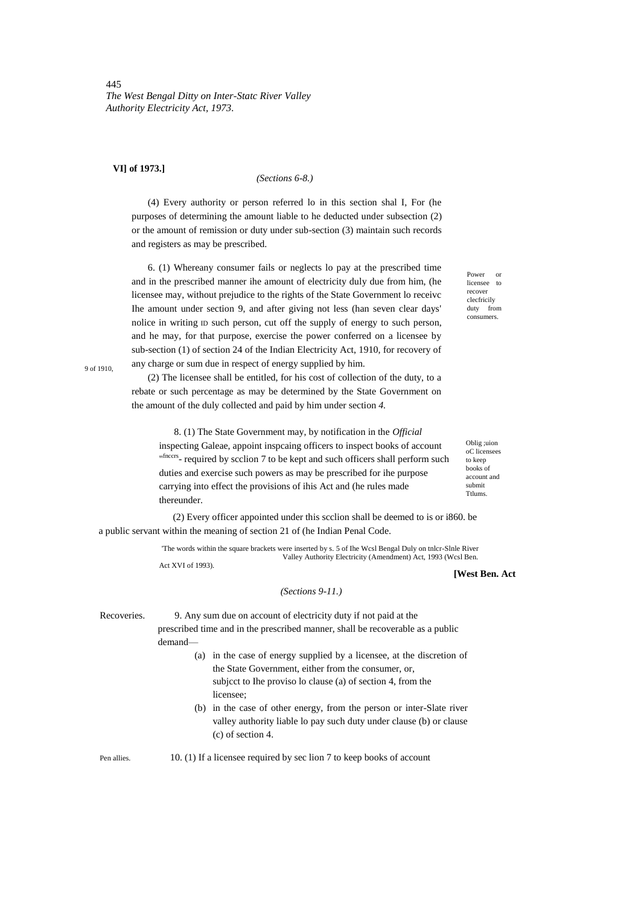*(Sections 6-8.)*

(4) Every authority or person referred lo in this section shal I, For (he purposes of determining the amount liable to he deducted under subsection (2) or the amount of remission or duty under sub-section (3) maintain such records and registers as may be prescribed.

Power or licensee to recover clecfricily duty from consumers.

6. (1) Whereany consumer fails or neglects lo pay at the prescribed time and in the prescribed manner ihe amount of electricity duly due from him, (he licensee may, without prejudice to the rights of the State Government lo receivc Ihe amount under section 9, and after giving not less (han seven clear days' nolice in writing ID such person, cut off the supply of energy to such person, and he may, for that purpose, exercise the power conferred on a licensee by sub-section (1) of section 24 of the Indian Electricity Act, 1910, for recovery of any charge or sum due in respect of energy supplied by him.

9 of 1910,

(2) The licensee shall be entitled, for his cost of collection of the duty, to a rebate or such percentage as may be determined by the State Government on the amount of the duly collected and paid by him under section *4.*

Oblig ;uion oC licensees to keep books of account and submit Ttlums.

8. (1) The State Government may, by notification in the *Official* inspecting Galeae, appoint inspcaing officers to inspect books of account "fnccrs- required by scclion 7 to be kept and such officers shall perform such duties and exercise such powers as may be prescribed for ihe purpose carrying into effect the provisions of ihis Act and (he rules made thereunder.

(2) Every officer appointed under this scclion shall be deemed to is or i860. be a public servant within the meaning of section 21 of (he Indian Penal Code.

'The words within the square brackets were inserted by s. 5 of Ihe Wcsl Bengal Duly on tnlcr-Slnle River Valley Authority Electricity (Amendment) Act, 1993 (Wcsl Ben. Act XVI of 1993).

*(Sections 9-11.)*

Recoveries.

9. Any sum due on account of electricity duty if not paid at the prescribed time and in the prescribed manner, shall be recoverable as a public demand—

(a) in the case of energy supplied by a licensee, at the discretion of the State Government, either from the consumer, or, subjcct to Ihe proviso lo clause (a) of section 4, from the licensee;

(b) in the case of other energy, from the person or inter-Slate river valley authority liable lo pay such duty under clause (b) or clause (c) of section 4.

Pen allies.

10. (1) If a licensee required by sec lion 7 to keep books of account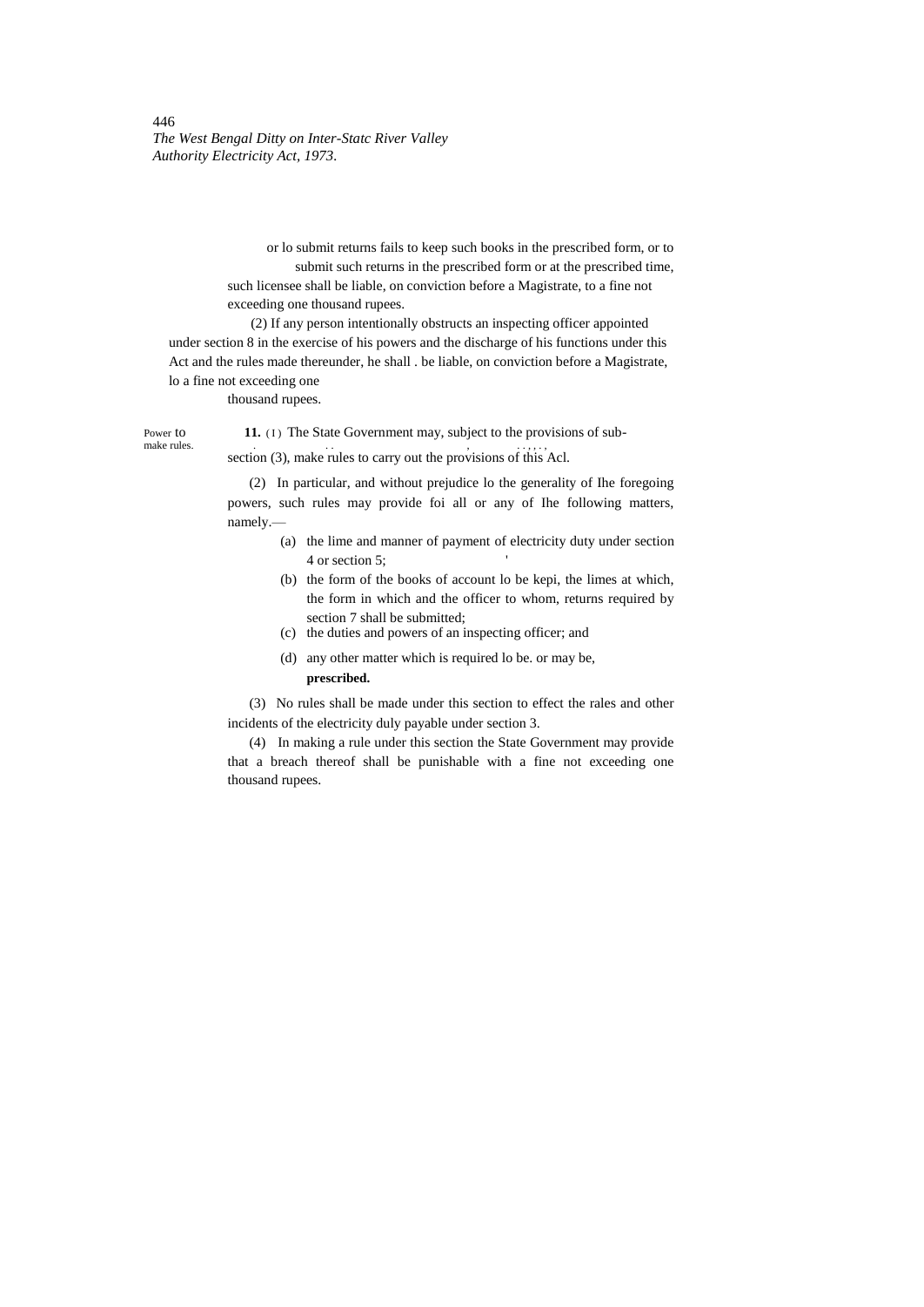or lo submit returns fails to keep such books in the prescribed form, or to submit such returns in the prescribed form or at the prescribed time, such licensee shall be liable, on conviction before a Magistrate, to a fine not exceeding one thousand rupees.

(2) If any person intentionally obstructs an inspecting officer appointed under section 8 in the exercise of his powers and the discharge of his functions under this Act and the rules made thereunder, he shall . be liable, on conviction before a Magistrate, lo a fine not exceeding one thousand rupees.

Power to make rules.

**11.** (1) The State Government may, subject to the provisions of sub-section (3), make rules to carry out the provisions of this Acl.

(2) In particular, and without prejudice lo the generality of Ihe foregoing powers, such rules may provide foi all or any of Ihe following matters, namely.—

(a) the lime and manner of payment of electricity duty under section 4 or section 5;

(b) the form of the books of account lo be kepi, the limes at which, the form in which and the officer to whom, returns required by section 7 shall be submitted;

(c) the duties and powers of an inspecting officer; and

(d) any other matter which is required lo be. or may be, **prescribed.**

(3) No rules shall be made under this section to effect the rales and other incidents of the electricity duly payable under section 3.

(4) In making a rule under this section the State Government may provide that a breach thereof shall be punishable with a fine not exceeding one thousand rupees.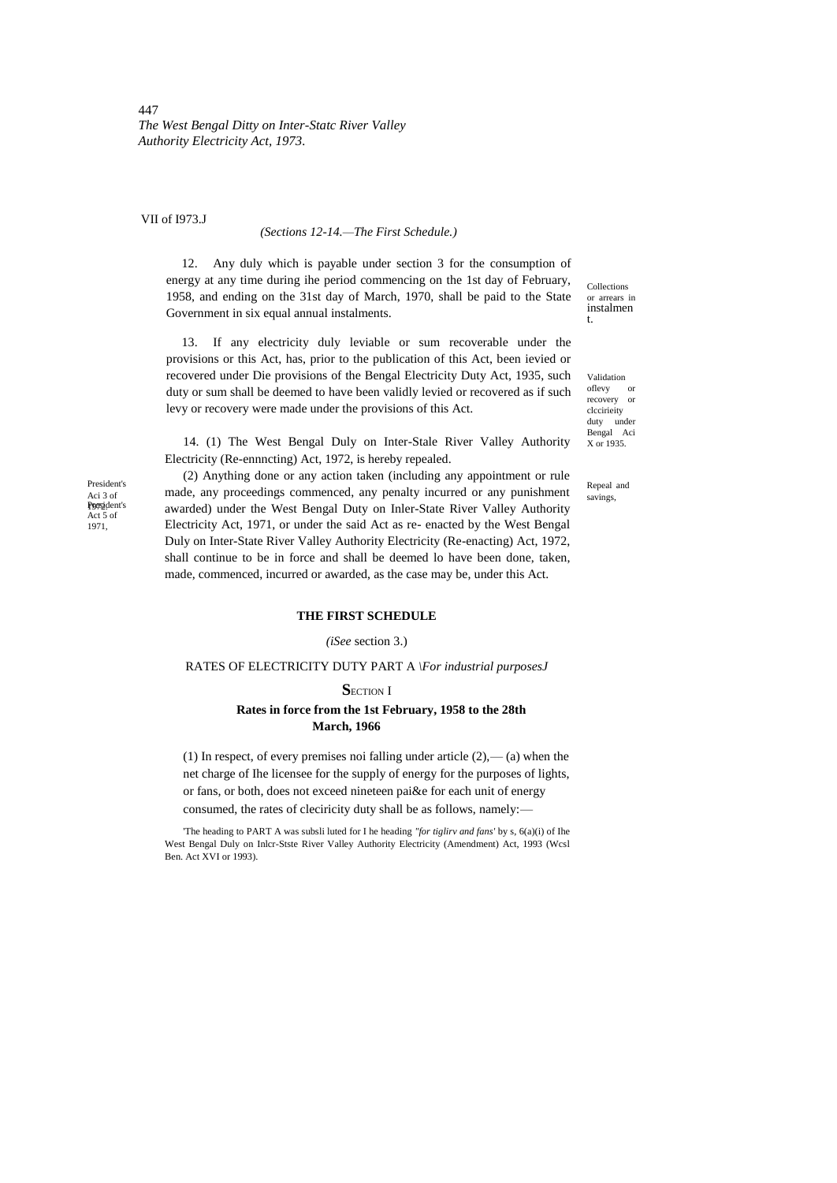VII of I973.J

*(Sections 12-14.—The First Schedule.)*

Collections or arrears in instalment.

12. Any duly which is payable under section 3 for the consumption of energy at any time during ihe period commencing on the 1st day of February, 1958, and ending on the 31st day of March, 1970, shall be paid to the State Government in six equal annual instalments.

Validation oflevy or recovery or clccirieity duty under Bengal Aci X or 1935.

13. If any electricity duly leviable or sum recoverable under the provisions or this Act, has, prior to the publication of this Act, been ievied or recovered under Die provisions of the Bengal Electricity Duty Act, 1935, such duty or sum shall be deemed to have been validly levied or recovered as if such levy or recovery were made under the provisions of this Act.

Repeal and savings,

President's Aci 3 of 1972.

14. (1) The West Bengal Duly on Inter-Stale River Valley Authority Electricity (Re-ennncting) Act, 1972, is hereby repealed.

President's Act 5 of 1971,

(2) Anything done or any action taken (including any appointment or rule made, any proceedings commenced, any penalty incurred or any punishment awarded) under the West Bengal Duty on Inler-State River Valley Authority Electricity Act, 1971, or under the said Act as re- enacted by the West Bengal Duly on Inter-State River Valley Authority Electricity (Re-enacting) Act, 1972, shall continue to be in force and shall be deemed lo have been done, taken, made, commenced, incurred or awarded, as the case may be, under this Act.

## THE FIRST SCHEDULE

*(iSee* section 3.)

RATES OF ELECTRICITY DUTY PART A *\For industrial purposesJ*

### SECTION I

**Rates in force from the 1st February, 1958 to the 28th March, 1966**

(1) In respect, of every premises noi falling under article (2),— (a) when the net charge of Ihe licensee for the supply of energy for the purposes of lights, or fans, or both, does not exceed nineteen pai&e for each unit of energy consumed, the rates of cleciricity duty shall be as follows, namely:—

'The heading to PART A was subsli luted for I he heading *"for tiglirv and fans'* by s, 6(a)(i) of Ihe West Bengal Duly on Inlcr-Stste River Valley Authority Electricity (Amendment) Act, 1993 (Wcsl Ben. Act XVI or 1993).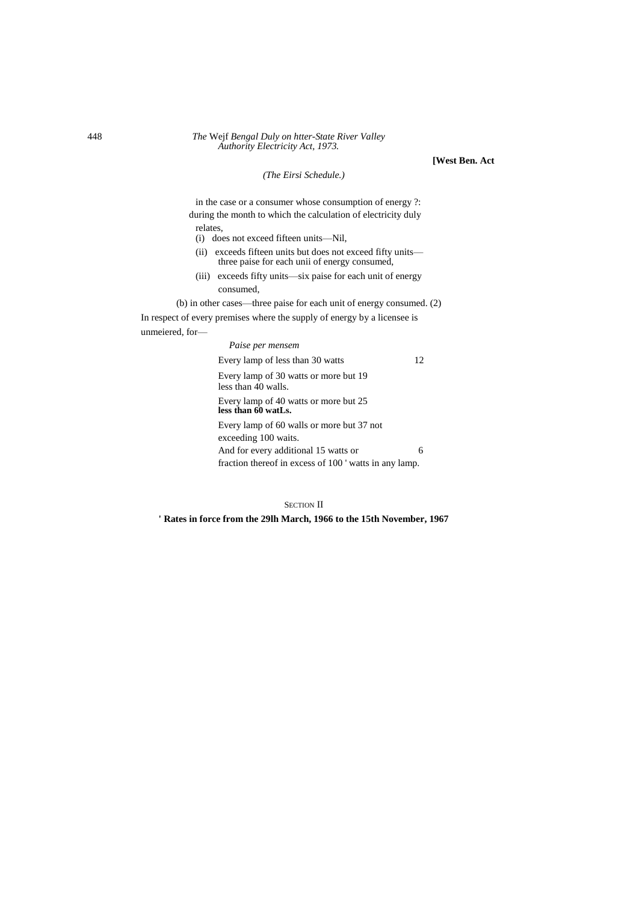*(The Eirsi Schedule.)*

in the case or a consumer whose consumption of energy ?: during the month to which the calculation of electricity duly relates,

(i) does not exceed fifteen units—Nil,

(ii) exceeds fifteen units but does not exceed fifty units—three paise for each unii of energy consumed,

(iii) exceeds fifty units—six paise for each unit of energy consumed,

(b) in other cases—three paise for each unit of energy consumed. (2) In respect of every premises where the supply of energy by a licensee is unmeiered, for—

| | *Paise per mensem* |
|---|---|
| Every lamp of less than 30 watts | 12 |
| Every lamp of 30 watts or more but less than 40 walls. | 19 |
| Every lamp of 40 watts or more but less than 60 watLs. | 25 |
| Every lamp of 60 walls or more but not exceeding 100 waits. | 37 |
| And for every additional 15 watts or fraction thereof in excess of 100 ' watts in any lamp. | 6 |

SECTION II

**' Rates in force from the 29lh March, 1966 to the 15th November, 1967**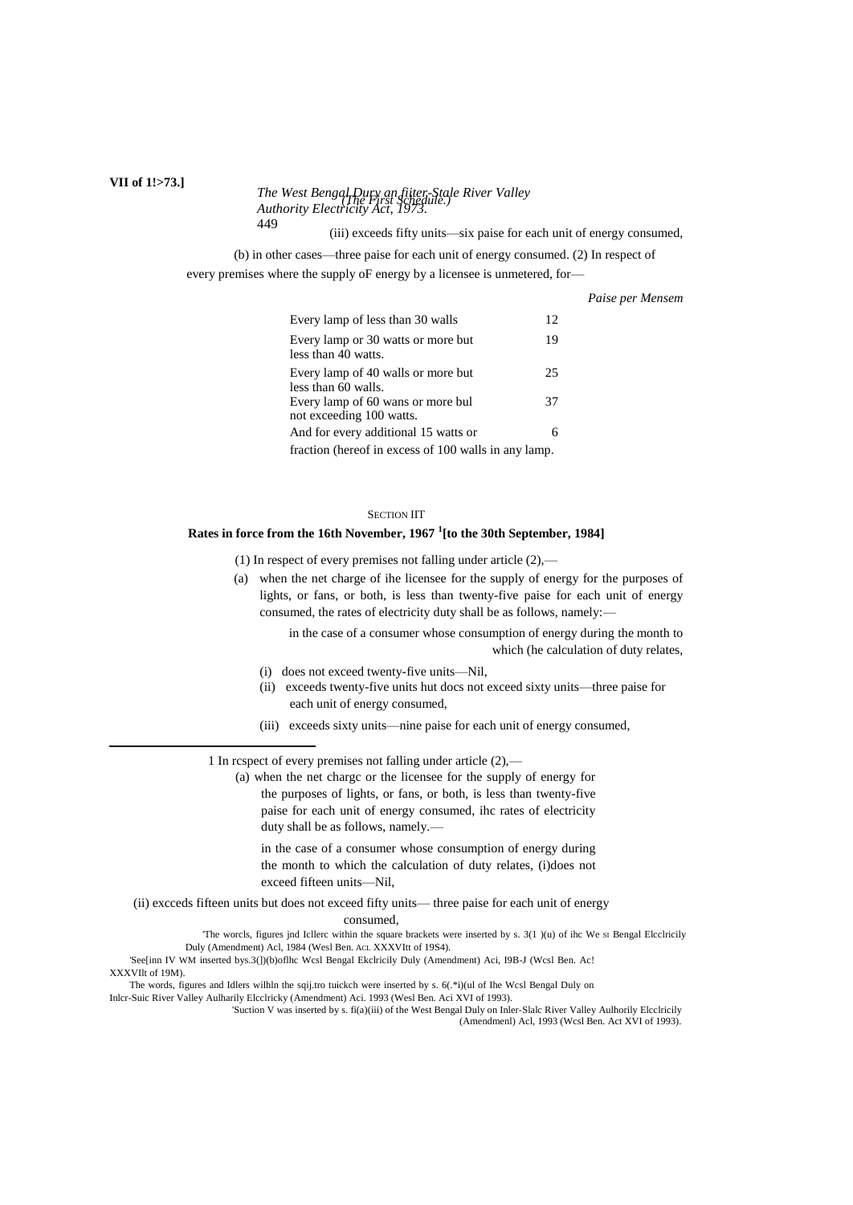(iii) exceeds fifty units—six paise for each unit of energy consumed,

(b) in other cases—three paise for each unit of energy consumed. (2) In respect of every premises where the supply oF energy by a licensee is unmetered, for—

*Paise per Mensem*

| | |
|---|---|
| Every lamp of less than 30 walts | 12 |
| Every lamp or 30 watts or more but less than 40 watts. | 19 |
| Every lamp of 40 walls or more but less than 60 walls. | 25 |
| Every lamp of 60 wans or more bul not exceeding 100 watts. | 37 |
| And for every additional 15 watts or | 6 |

fraction (hereof in excess of 100 walls in any lamp.

SECTION IIT

**Rates in force from the 16th November, 1967 [1][to the 30th September, 1984]**

(1) In respect of every premises not falling under article (2),—

(a) when the net charge of ihe licensee for the supply of energy for the purposes of lights, or fans, or both, is less than twenty-five paise for each unit of energy consumed, the rates of electricity duty shall be as follows, namely:—

in the case of a consumer whose consumption of energy during the month to which (he calculation of duty relates,

(i) does not exceed twenty-five units—Nil,

(ii) exceeds twenty-five units hut docs not exceed sixty units—three paise for each unit of energy consumed,

(iii) exceeds sixty units—nine paise for each unit of energy consumed,

---

1 In rcspect of every premises not falling under article (2),—

(a) when the net chargc or the licensee for the supply of energy for the purposes of lights, or fans, or both, is less than twenty-five paise for each unit of energy consumed, ihc rates of electricity duty shall be as follows, namely.—

in the case of a consumer whose consumption of energy during the month to which the calculation of duty relates, (i)does not exceed fifteen units—Nil,

(ii) excceds fifteen units but does not exceed fifty units— three paise for each unit of energy consumed,

'The worcls, figures jnd Icllerc within the square brackets were inserted by s. 3(1 )(u) of ihc We si Bengal Elcclricily Duly (Amendment) Acl, 1984 (Wesl Ben. Acl XXXVItt of 19S4).

'See[inn IV WM inserted bys.3(])(b)oflhc Wcsl Bengal Ekclricily Duly (Amendment) Aci, I9B-J (Wcsl Ben. Ac! XXXVIlt of 19M).

The words, figures and Idlers wilhln the sqij.tro tuickch were inserted by s. 6(.*i)(ul of Ihe Wcsl Bengal Duly on Inlcr-Suic River Valley Aulharily Elcclricky (Amendment) Aci. 1993 (Wesl Ben. Aci XVI of 1993).

'Suction V was inserted by s. fi(a)(iii) of the West Bengal Duly on Inler-Slalc River Valley Aulhorily Elcclricily (Amendmenl) Acl, 1993 (Wcsl Ben. Act XVI of 1993).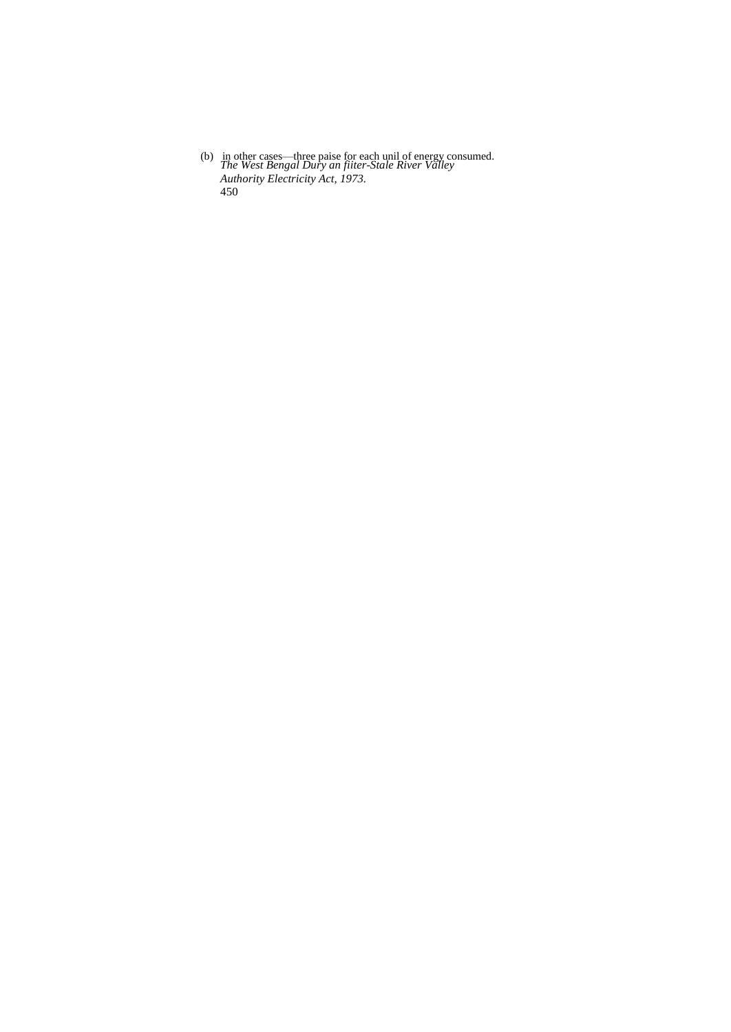(b) in other cases—three paise for each unil of energy consumed.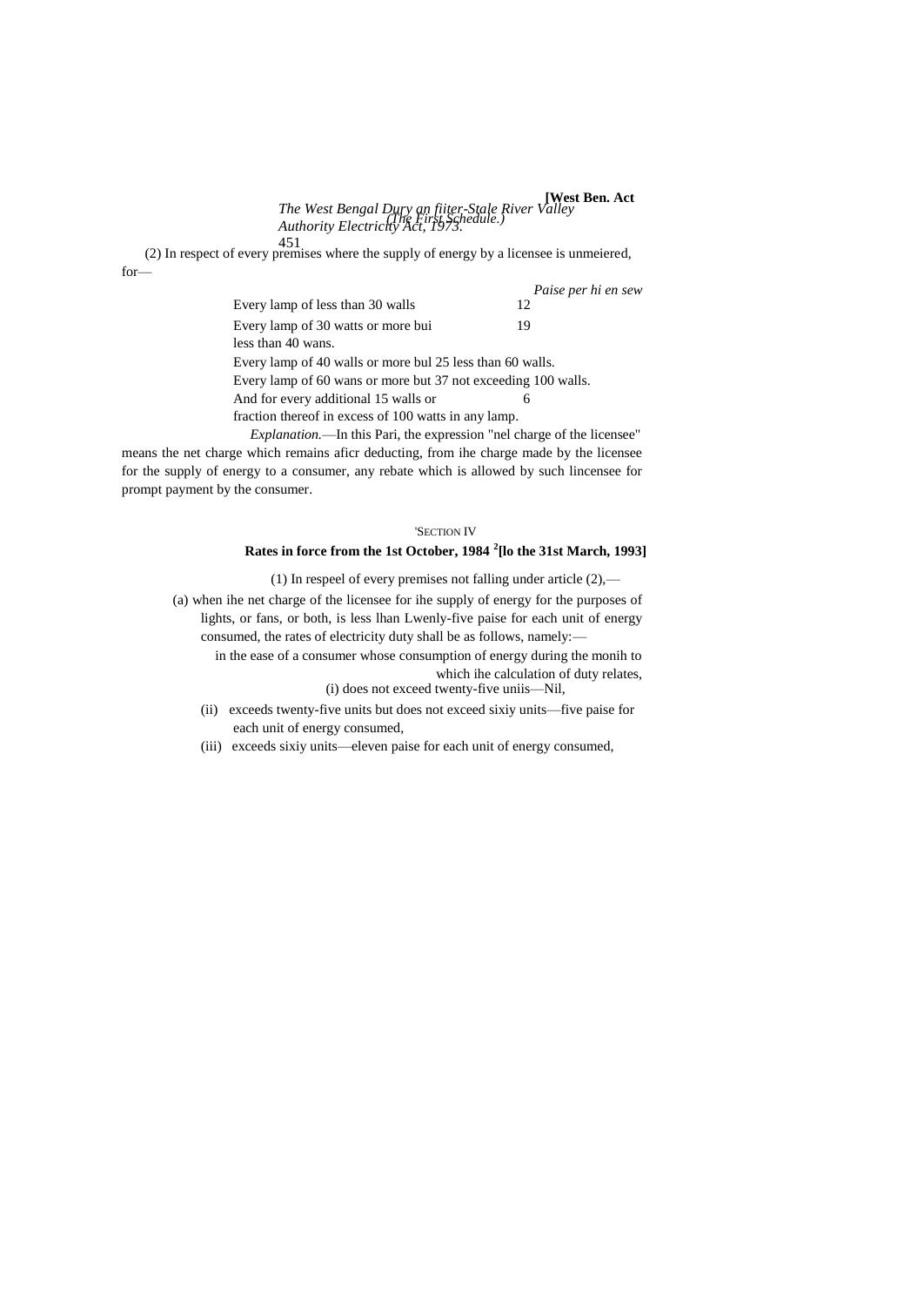(2) In respect of every premises where the supply of energy by a licensee is unmeiered, for—

| | *Paise per hi en sew* |
|---|---|
| Every lamp of less than 30 walls | 12 |
| Every lamp of 30 watts or more bui less than 40 wans. | 19 |
| Every lamp of 40 walls or more bul 25 less than 60 walls. | |
| Every lamp of 60 wans or more but 37 not exceeding 100 walls. | |
| And for every additional 15 walls or fraction thereof in excess of 100 watts in any lamp. | 6 |

*Explanation.*—In this Pari, the expression "nel charge of the licensee" means the net charge which remains aficr deducting, from ihe charge made by the licensee for the supply of energy to a consumer, any rebate which is allowed by such lincensee for prompt payment by the consumer.

'SECTION IV

**Rates in force from the 1st October, 1984 [2][lo the 31st March, 1993]**

(1) In respeel of every premises not falling under article (2),—

(a) when ihe net charge of the licensee for ihe supply of energy for the purposes of lights, or fans, or both, is less lhan Lwenly-five paise for each unit of energy consumed, the rates of electricity duty shall be as follows, namely:—

in the ease of a consumer whose consumption of energy during the monih to which ihe calculation of duty relates,

(i) does not exceed twenty-five uniis—Nil,

(ii) exceeds twenty-five units but does not exceed sixiy units—five paise for each unit of energy consumed,

(iii) exceeds sixiy units—eleven paise for each unit of energy consumed,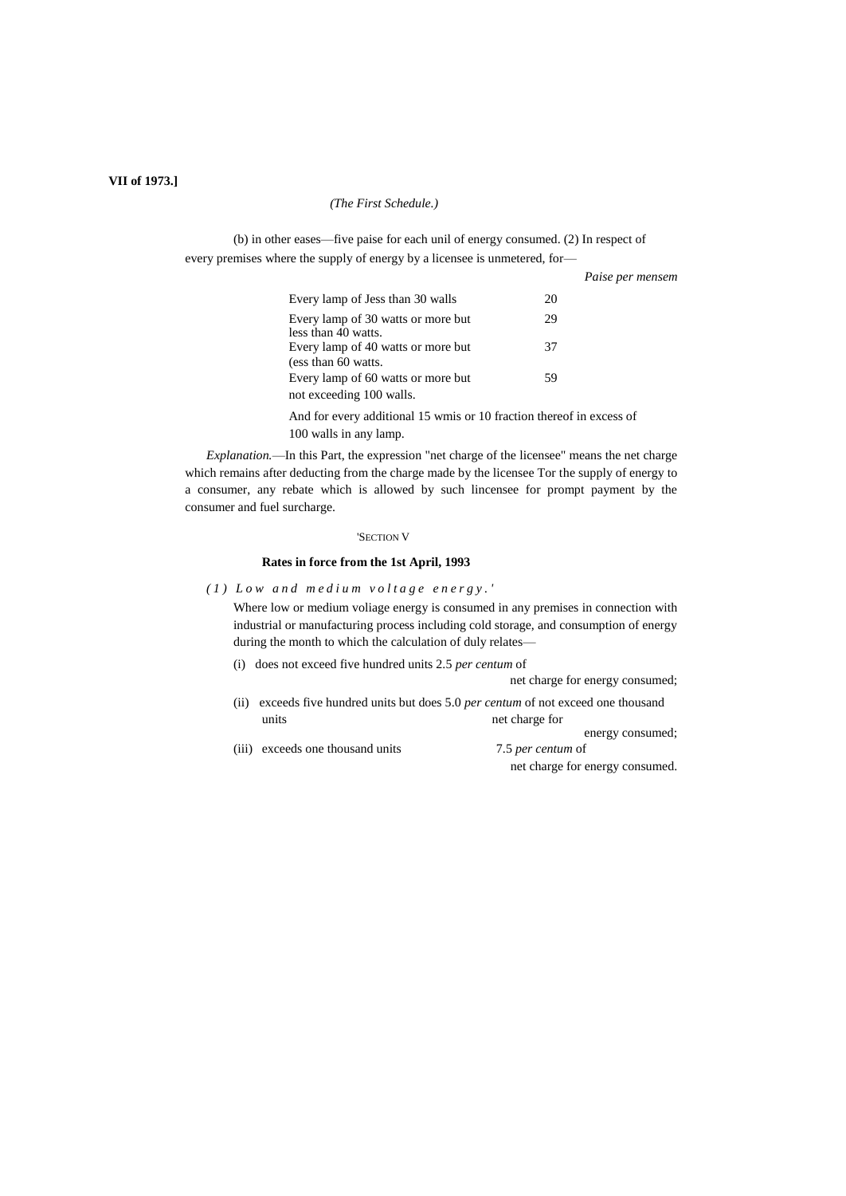(The First Schedule.)

(b) in other eases—five paise for each unil of energy consumed. (2) In respect of every premises where the supply of energy by a licensee is unmetered, for—

| | *Paise per mensem* |
|---|---|
| Every lamp of Jess than 30 walls | 20 |
| Every lamp of 30 watts or more but less than 40 watts. | 29 |
| Every lamp of 40 watts or more but (ess than 60 watts. | 37 |
| Every lamp of 60 watts or more but not exceeding 100 walls. | 59 |

And for every additional 15 wmis or 10 fraction thereof in excess of 100 walls in any lamp.

*Explanation.*—In this Part, the expression "net charge of the licensee" means the net charge which remains after deducting from the charge made by the licensee Tor the supply of energy to a consumer, any rebate which is allowed by such lincensee for prompt payment by the consumer and fuel surcharge.

'SECTION V

**Rates in force from the 1st April, 1993**

*(1) Low and medium voltage energy.'*

Where low or medium voliage energy is consumed in any premises in connection with industrial or manufacturing process including cold storage, and consumption of energy during the month to which the calculation of duly relates—

(i) does not exceed five hundred units 2.5 *per centum* of net charge for energy consumed;

(ii) exceeds five hundred units but does not exceed one thousand units 5.0 *per centum* of net charge for energy consumed;

(iii) exceeds one thousand units 7.5 *per centum* of net charge for energy consumed.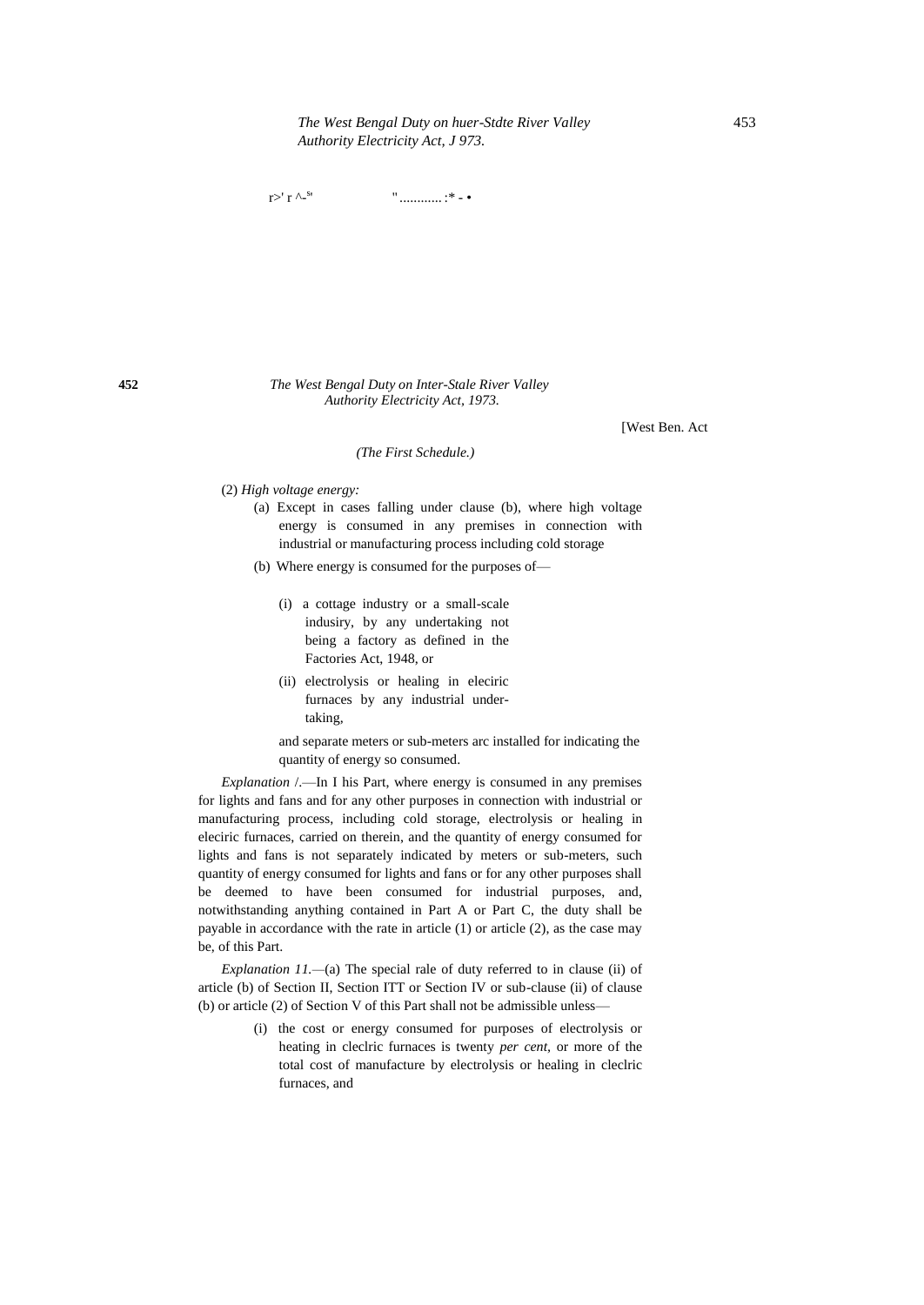[West Ben. Act

*(The First Schedule.)*

(2) *High voltage energy:*

(a) Except in cases falling under clause (b), where high voltage energy is consumed in any premises in connection with industrial or manufacturing process including cold storage

(b) Where energy is consumed for the purposes of—

(i) a cottage industry or a small-scale indusiry, by any undertaking not being a factory as defined in the Factories Act, 1948, or

(ii) electrolysis or healing in eleciric furnaces by any industrial undertaking,

and separate meters or sub-meters arc installed for indicating the quantity of energy so consumed.

*Explanation* /.—In I his Part, where energy is consumed in any premises for lights and fans and for any other purposes in connection with industrial or manufacturing process, including cold storage, electrolysis or healing in eleciric furnaces, carried on therein, and the quantity of energy consumed for lights and fans is not separately indicated by meters or sub-meters, such quantity of energy consumed for lights and fans or for any other purposes shall be deemed to have been consumed for industrial purposes, and, notwithstanding anything contained in Part A or Part C, the duty shall be payable in accordance with the rate in article (1) or article (2), as the case may be, of this Part.

*Explanation 11.*—(a) The special rale of duty referred to in clause (ii) of article (b) of Section II, Section ITT or Section IV or sub-clause (ii) of clause (b) or article (2) of Section V of this Part shall not be admissible unless—

(i) the cost or energy consumed for purposes of electrolysis or heating in cleclric furnaces is twenty *per cent*, or more of the total cost of manufacture by electrolysis or healing in cleclric furnaces, and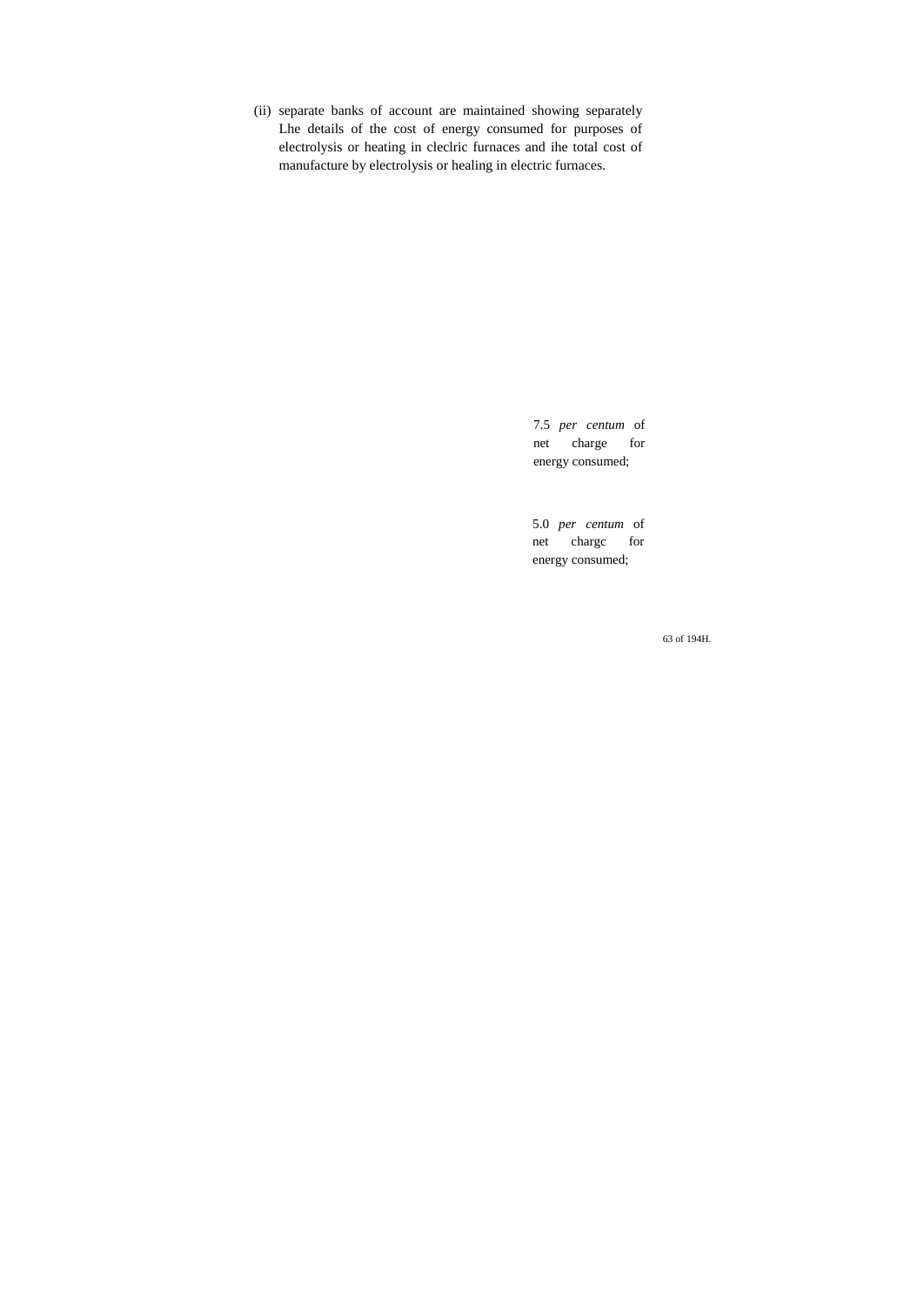(ii) separate banks of account are maintained showing separately Lhe details of the cost of energy consumed for purposes of electrolysis or heating in cleclric furnaces and ihe total cost of manufacture by electrolysis or healing in electric furnaces.

7.5 *per centum* of net charge for energy consumed;

5.0 *per centum* of net chargc for energy consumed;

63 of 194H.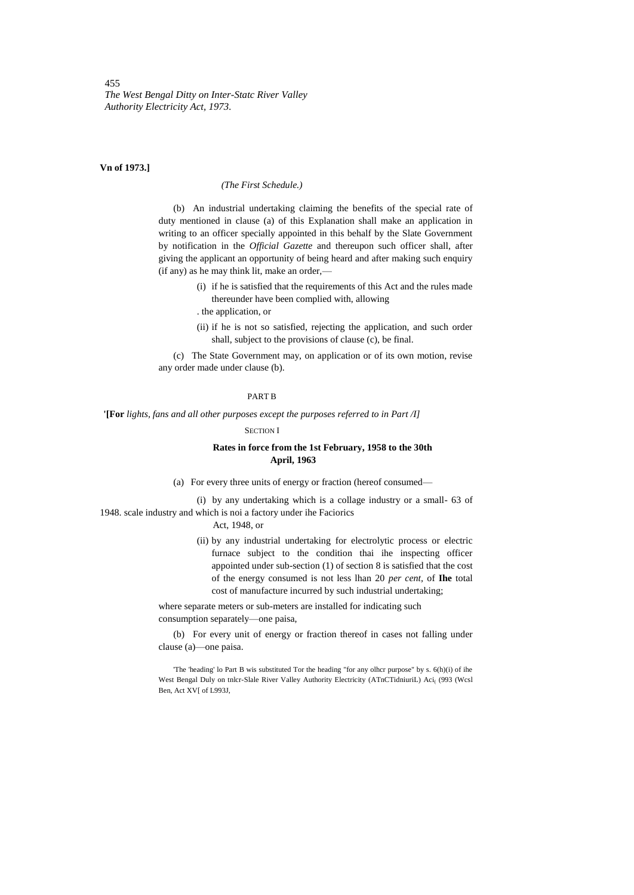*(The First Schedule.)*

(b) An industrial undertaking claiming the benefits of the special rate of duty mentioned in clause (a) of this Explanation shall make an application in writing to an officer specially appointed in this behalf by the Slate Government by notification in the *Official Gazette* and thereupon such officer shall, after giving the applicant an opportunity of being heard and after making such enquiry (if any) as he may think lit, make an order,—

(i) if he is satisfied that the requirements of this Act and the rules made thereunder have been complied with, allowing the application, or

(ii) if he is not so satisfied, rejecting the application, and such order shall, subject to the provisions of clause (c), be final.

(c) The State Government may, on application or of its own motion, revise any order made under clause (b).

PART B

'[**For** *lights, fans and all other purposes except the purposes referred to in Part /I]*

SECTION I

**Rates in force from the 1st February, 1958 to the 30th April, 1963**

(a) For every three units of energy or fraction (hereof consumed—

(i) by any undertaking which is a collage industry or a small-scale industry and which is noi a factory under ihe Faciorics Act, 1948, or (63 of 1948.)

(ii) by any industrial undertaking for electrolytic process or electric furnace subject to the condition thai ihe inspecting officer appointed under sub-section (1) of section 8 is satisfied that the cost of the energy consumed is not less lhan 20 *per cent*, of **Ihe** total cost of manufacture incurred by such industrial undertaking;

where separate meters or sub-meters are installed for indicating such consumption separately—one paisa,

(b) For every unit of energy or fraction thereof in cases not falling under clause (a)—one paisa.

'The 'heading' lo Part B wis substituted Tor the heading "for any olhcr purpose" by s. 6(h)(i) of ihe West Bengal Duly on tnlcr-Slale River Valley Authority Electricity (ATnCTidniuriL) Aci, (993 (Wcsl Ben, Act XV[ of L993J,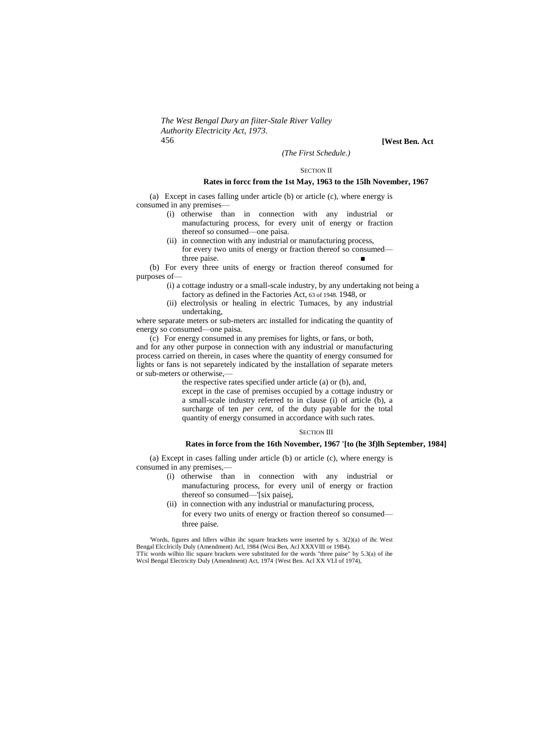*(The First Schedule.)*

SECTION II

**Rates in forcc from the 1st May, 1963 to the 15lh November, 1967**

(a) Except in cases falling under article (b) or article (c), where energy is consumed in any premises—

(i) otherwise than in connection with any industrial or manufacturing process, for every unit of energy or fraction thereof so consumed—one paisa.

(ii) in connection with any industrial or manufacturing process, for every two units of energy or fraction thereof so consumed—three paise.

(b) For every three units of energy or fraction thereof consumed for purposes of—

(i) a cottage industry or a small-scale industry, by any undertaking not being a factory as defined in the Factories Act, 63 of 1948. 1948, or

(ii) electrolysis or healing in electric Tumaces, by any industrial undertaking,

where separate meters or sub-meters arc installed for indicating the quantity of energy so consumed—one paisa.

(c) For energy consumed in any premises for lights, or fans, or both, and for any other purpose in connection with any industrial or manufacturing process carried on therein, in cases where the quantity of energy consumed for lights or fans is not separetely indicated by the installation of separate meters or sub-meters or otherwise,—

the respective rates specified under article (a) or (b), and, except in the case of premises occupied by a cottage industry or a small-scale industry referred to in clause (i) of article (b), a surcharge of ten *per cent,* of the duty payable for the total quantity of energy consumed in accordance with such rates.

SECTION III

**Rates in force from the 16th November, 1967 '[to (he 3f)lh September, 1984]**

(a) Except in cases falling under article (b) or article (c), where energy is consumed in any premises,—

(i) otherwise than in connection with any industrial or manufacturing process, for every unil of energy or fraction thereof so consumed—'[six paisej,

(ii) in connection with any industrial or manufacturing process, for every two units of energy or fraction thereof so consumed—three paise.

'Words, figures and Idlers wilhin ihc square brackets were inserted by s. 3(2)(a) of ihc West Bengal Elcclricily Duly (Amendment) Acl, 1984 (Wcsi Ben, Acl XXXVIII or 19B4).

TTic words wilhio llic square brackets were substituted for the words "three paise" by 5.3(a) of ihe Wcsl Bengal Electricity Duly (Amendment) Act, 1974 {West Ben. Acl XX VLI of 1974),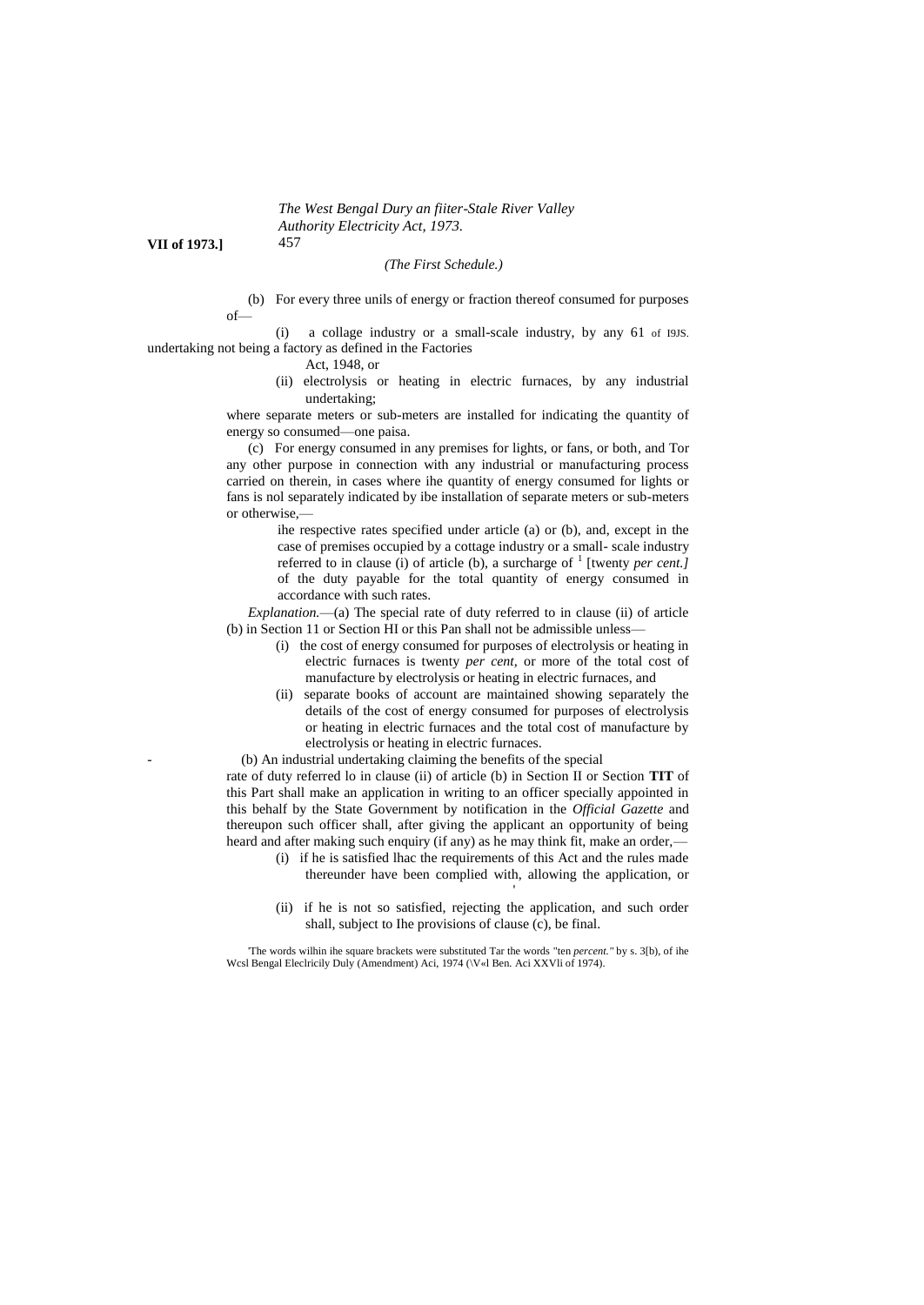*(The First Schedule.)*

(b) For every three unils of energy or fraction thereof consumed for purposes of—

(i) a collage industry or a small-scale industry, by any undertaking not being a factory as defined in the Factories Act, 1948, or

61 of I9JS.

(ii) electrolysis or heating in electric furnaces, by any industrial undertaking;

where separate meters or sub-meters are installed for indicating the quantity of energy so consumed—one paisa.

(c) For energy consumed in any premises for lights, or fans, or both, and Tor any other purpose in connection with any industrial or manufacturing process carried on therein, in cases where ihe quantity of energy consumed for lights or fans is nol separately indicated by ibe installation of separate meters or sub-meters or otherwise,—

ihe respective rates specified under article (a) or (b), and, except in the case of premises occupied by a cottage industry or a small- scale industry referred to in clause (i) of article (b), a surcharge of [1] [twenty *per cent.]* of the duty payable for the total quantity of energy consumed in accordance with such rates.

*Explanation.*—(a) The special rate of duty referred to in clause (ii) of article (b) in Section 11 or Section HI or this Pan shall not be admissible unless—

(i) the cost of energy consumed for purposes of electrolysis or heating in electric furnaces is twenty *per cent,* or more of the total cost of manufacture by electrolysis or heating in electric furnaces, and

(ii) separate books of account are maintained showing separately the details of the cost of energy consumed for purposes of electrolysis or heating in electric furnaces and the total cost of manufacture by electrolysis or heating in electric furnaces.

(b) An industrial undertaking claiming the benefits of the special rate of duty referred lo in clause (ii) of article (b) in Section II or Section **TIT** of this Part shall make an application in writing to an officer specially appointed in this behalf by the State Government by notification in the *Official Gazette* and thereupon such officer shall, after giving the applicant an opportunity of being heard and after making such enquiry (if any) as he may think fit, make an order,—

(i) if he is satisfied lhac the requirements of this Act and the rules made thereunder have been complied with, allowing the application, or

(ii) if he is not so satisfied, rejecting the application, and such order shall, subject to Ihe provisions of clause (c), be final.

[1] The words wilhin ihe square brackets were substituted Tar the words "ten *percent."* by s. 3[b), of ihe Wcsl Bengal Eleclricily Duly (Amendment) Aci, 1974 (\V«l Ben. Aci XXVli of 1974).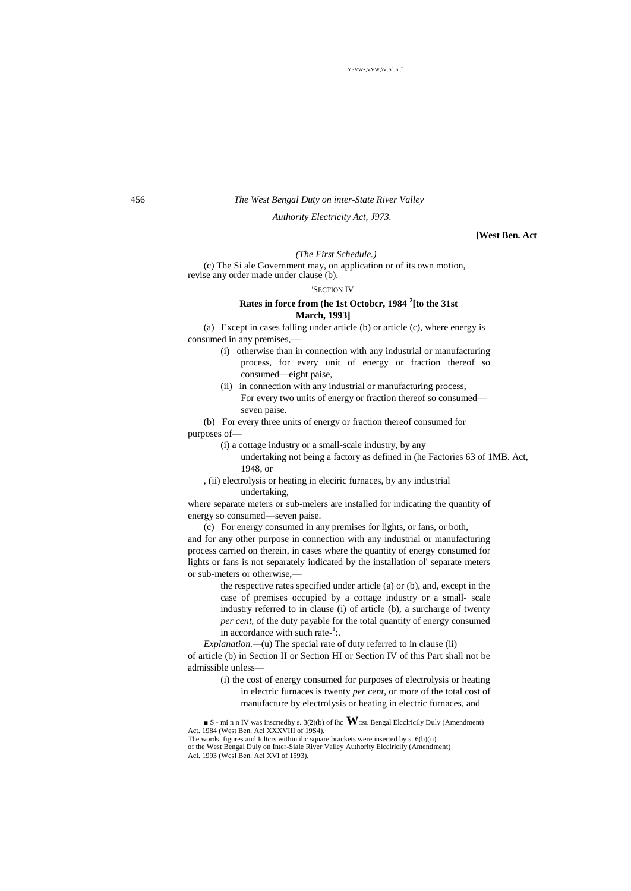*(The First Schedule.)*

(c) The Si ale Government may, on application or of its own motion, revise any order made under clause (b).

'SECTION IV

**Rates in force from (he 1st Octobcr, 1984 [2][to the 31st March, 1993]**

(a) Except in cases falling under article (b) or article (c), where energy is consumed in any premises,—

(i) otherwise than in connection with any industrial or manufacturing process, for every unit of energy or fraction thereof so consumed—eight paise,

(ii) in connection with any industrial or manufacturing process, For every two units of energy or fraction thereof so consumed—seven paise.

(b) For every three units of energy or fraction thereof consumed for purposes of—

(i) a cottage industry or a small-scale industry, by any undertaking not being a factory as defined in (he Factories 63 of 1MB. Act, 1948, or

, (ii) electrolysis or heating in eleciric furnaces, by any industrial undertaking,

where separate meters or sub-melers are installed for indicating the quantity of energy so consumed—seven paise.

(c) For energy consumed in any premises for lights, or fans, or both, and for any other purpose in connection with any industrial or manufacturing process carried on therein, in cases where the quantity of energy consumed for lights or fans is not separately indicated by the installation ol' separate meters or sub-meters or otherwise,—

the respective rates specified under article (a) or (b), and, except in the case of premises occupied by a cottage industry or a small- scale industry referred to in clause (i) of article (b), a surcharge of twenty *per cent,* of the duty payable for the total quantity of energy consumed in accordance with such rate-[1]:.

*Explanation.*—(u) The special rate of duty referred to in clause (ii) of article (b) in Section II or Section HI or Section IV of this Part shall not be admissible unless—

(i) the cost of energy consumed for purposes of electrolysis or heating in electric furnaces is twenty *per cent,* or more of the total cost of manufacture by electrolysis or heating in electric furnaces, and

---

■ S - mi n n IV was inscrtedby s. 3(2)(b) of ihc **W**CSL Bengal Elcclricily Duly (Amendment) Act. 1984 (West Ben. Acl XXXVIII of 19S4).

The words, figures and Icltcrs within ihc square brackets were inserted by s. 6(b)(ii) of the West Bengal Duly on Inter-Siale River Valley Authority Elcclricily (Amendment) Acl. 1993 (Wcsl Ben. Acl XVI of 1593).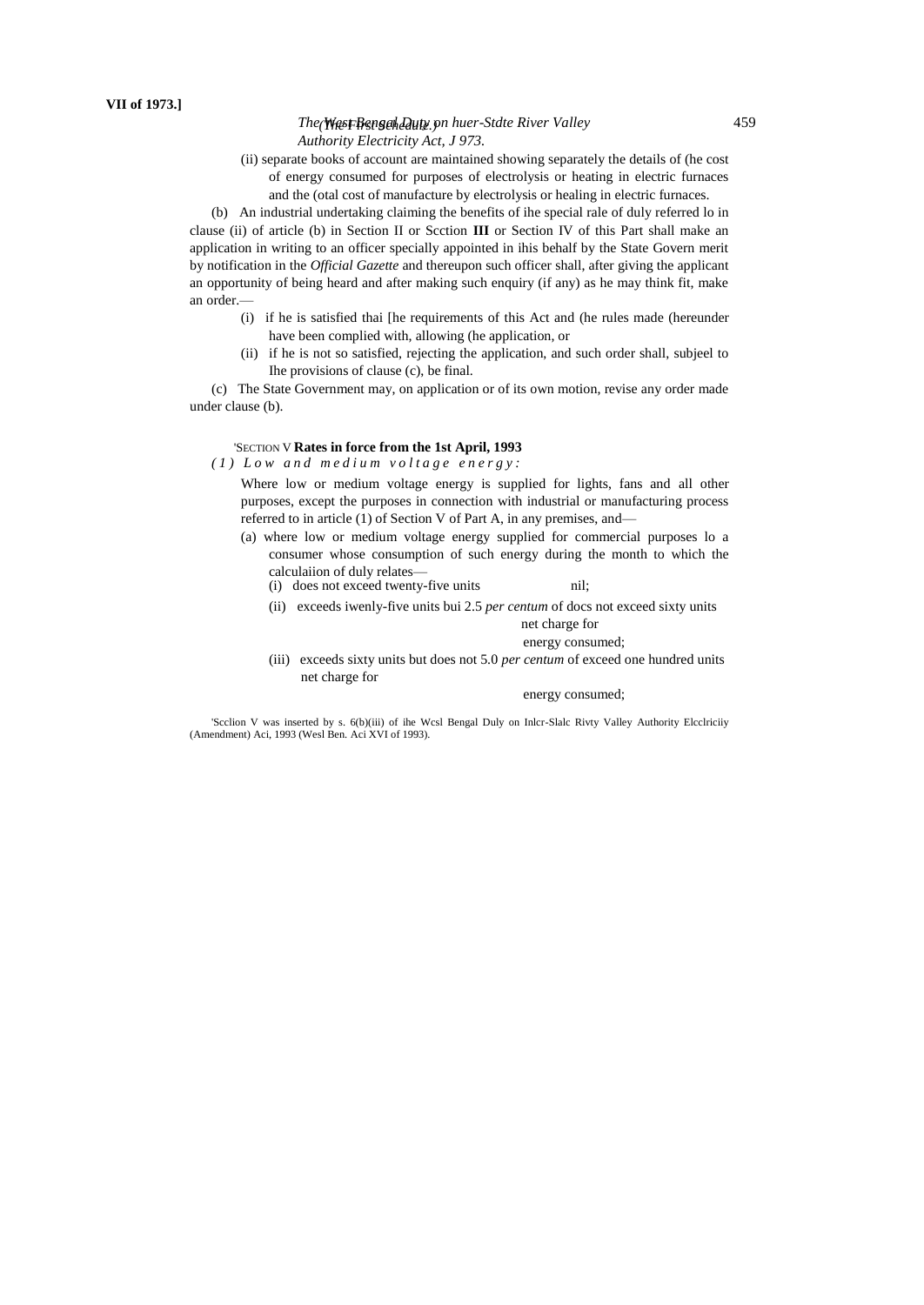(ii) separate books of account are maintained showing separately the details of (he cost of energy consumed for purposes of electrolysis or heating in electric furnaces and the (otal cost of manufacture by electrolysis or healing in electric furnaces.

(b) An industrial undertaking claiming the benefits of ihe special rale of duly referred lo in clause (ii) of article (b) in Section II or Scction **III** or Section IV of this Part shall make an application in writing to an officer specially appointed in ihis behalf by the State Govern merit by notification in the *Official Gazette* and thereupon such officer shall, after giving the applicant an opportunity of being heard and after making such enquiry (if any) as he may think fit, make an order.—

(i) if he is satisfied thai [he requirements of this Act and (he rules made (hereunder have been complied with, allowing (he application, or

(ii) if he is not so satisfied, rejecting the application, and such order shall, subjeel to Ihe provisions of clause (c), be final.

(c) The State Government may, on application or of its own motion, revise any order made under clause (b).

'SECTION V **Rates in force from the 1st April, 1993**

*(1) Low and medium voltage energy:*

Where low or medium voltage energy is supplied for lights, fans and all other purposes, except the purposes in connection with industrial or manufacturing process referred to in article (1) of Section V of Part A, in any premises, and—

(a) where low or medium voltage energy supplied for commercial purposes lo a consumer whose consumption of such energy during the month to which the calculaiion of duly relates—

(i) does not exceed twenty-five units — nil;

(ii) exceeds iwenly-five units bui does not exceed sixty units — 2.5 *per centum* of net charge for energy consumed;

(iii) exceeds sixty units but does not exceed one hundred units — 5.0 *per centum* of net charge for energy consumed;

'Scclion V was inserted by s. 6(b)(iii) of ihe Wcsl Bengal Duly on Inlcr-Slalc Rivty Valley Authority Elcclriciiy (Amendment) Aci, 1993 (Wesl Ben. Aci XVI of 1993).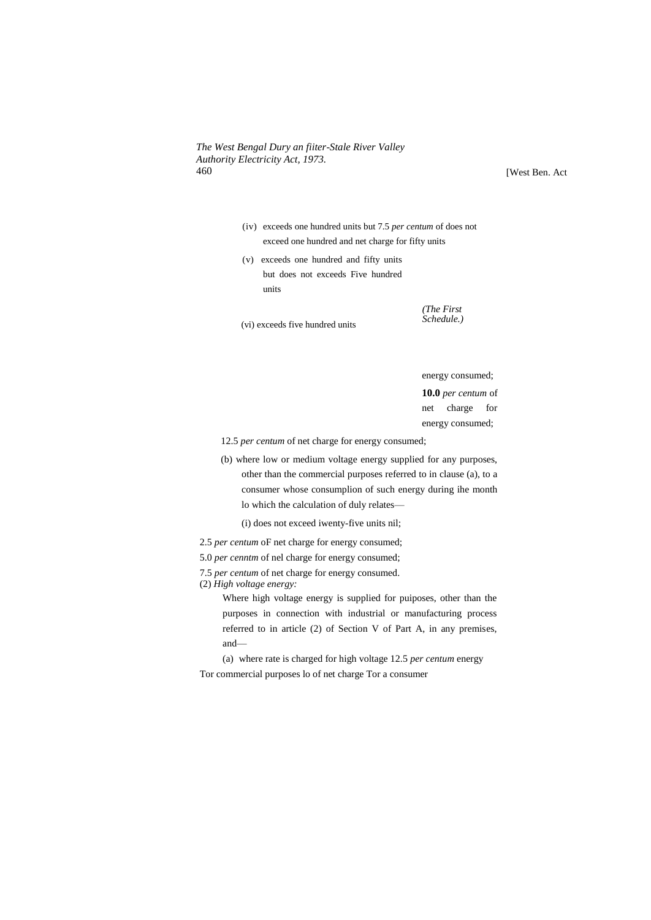(iv) exceeds one hundred units but 7.5 *per centum* of does not exceed one hundred and net charge for fifty units

(v) exceeds one hundred and fifty units but does not exceeds Five hundred units

(vi) exceeds five hundred units

*(The First Schedule.)*

energy consumed;

**10.0** *per centum* of net charge for energy consumed;

12.5 *per centum* of net charge for energy consumed;

(b) where low or medium voltage energy supplied for any purposes, other than the commercial purposes referred to in clause (a), to a consumer whose consumplion of such energy during ihe month lo which the calculation of duly relates—

(i) does not exceed iwenty-five units nil;

2.5 *per centum* oF net charge for energy consumed;

5.0 *per cenntm* of nel charge for energy consumed;

7.5 *per centum* of net charge for energy consumed.

(2) *High voltage energy:*

Where high voltage energy is supplied for puiposes, other than the purposes in connection with industrial or manufacturing process referred to in article (2) of Section V of Part A, in any premises, and—

(a) where rate is charged for high voltage 12.5 *per centum* energy

Tor commercial purposes lo of net charge Tor a consumer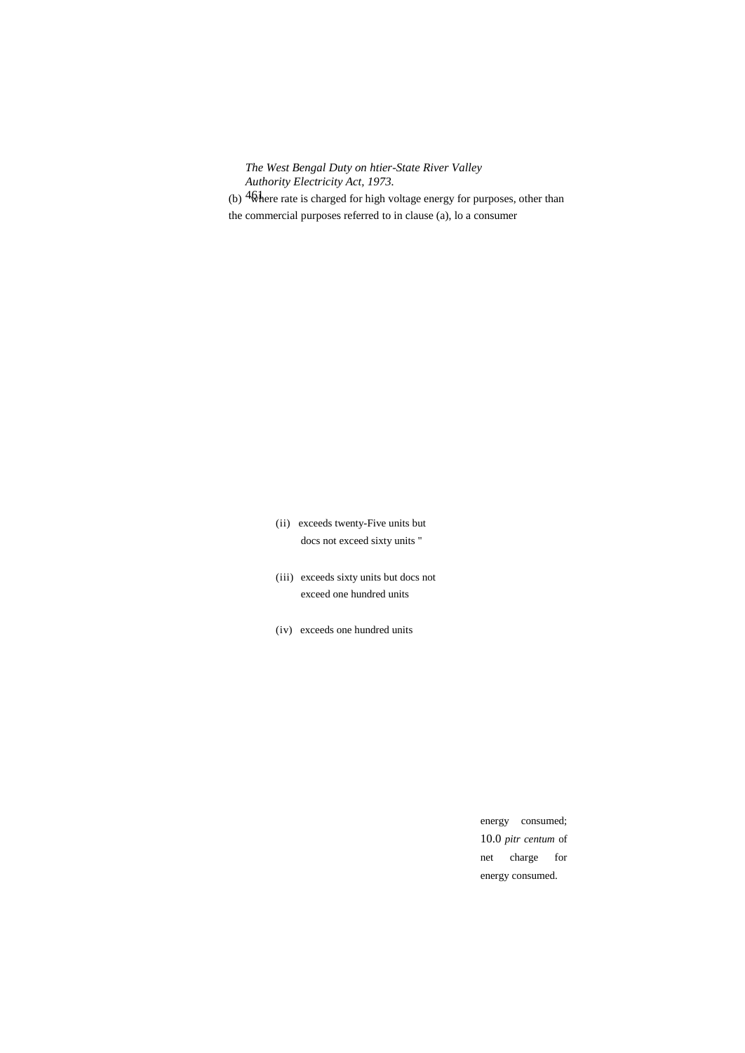(b) where rate is charged for high voltage energy for purposes, other than the commercial purposes referred to in clause (a), lo a consumer

(ii) exceeds twenty-Five units but docs not exceed sixty units "

(iii) exceeds sixty units but docs not exceed one hundred units

(iv) exceeds one hundred units

energy consumed; 10.0 *pitr centum* of net charge for energy consumed.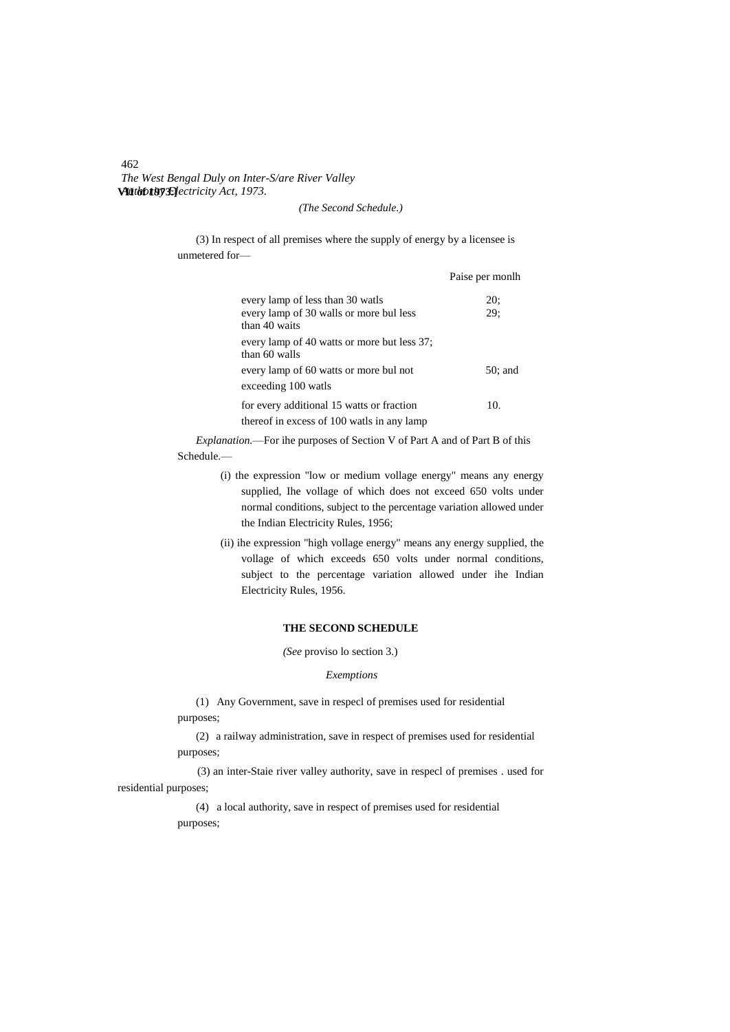*(The Second Schedule.)*

(3) In respect of all premises where the supply of energy by a licensee is unmetered for—

| | Paise per monlh |
|---|---|
| every lamp of less than 30 watls | 20; |
| every lamp of 30 walls or more bul less than 40 waits | 29; |
| every lamp of 40 watts or more but less than 60 walls | 37; |
| every lamp of 60 watts or more bul not exceeding 100 watls | 50; and |
| for every additional 15 watts or fraction thereof in excess of 100 watls in any lamp | 10. |

*Explanation.*—For ihe purposes of Section V of Part A and of Part B of this Schedule.—

(i) the expression "low or medium vollage energy" means any energy supplied, Ihe vollage of which does not exceed 650 volts under normal conditions, subject to the percentage variation allowed under the Indian Electricity Rules, 1956;

(ii) ihe expression "high vollage energy" means any energy supplied, the vollage of which exceeds 650 volts under normal conditions, subject to the percentage variation allowed under ihe Indian Electricity Rules, 1956.

## THE SECOND SCHEDULE

*(See* proviso lo section 3.)

*Exemptions*

(1) Any Government, save in respecl of premises used for residential purposes;

(2) a railway administration, save in respect of premises used for residential purposes;

(3) an inter-Staie river valley authority, save in respecl of premises . used for residential purposes;

(4) a local authority, save in respect of premises used for residential purposes;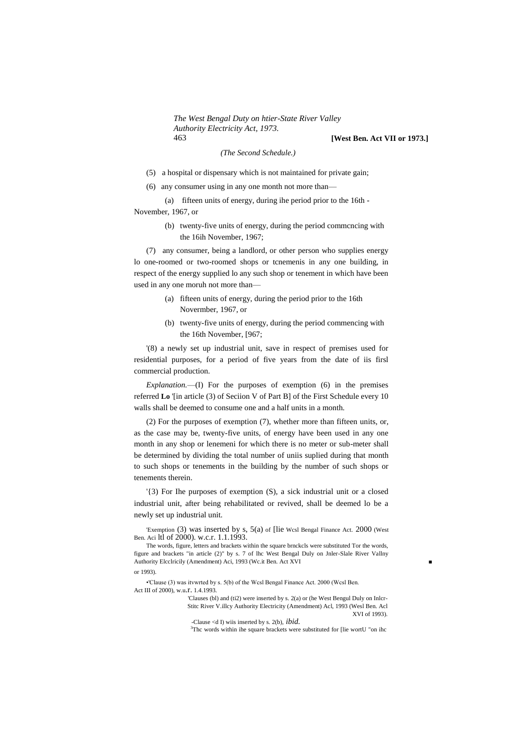*(The Second Schedule.)*

(5) a hospital or dispensary which is not maintained for private gain;

(6) any consumer using in any one month not more than—

(a) fifteen units of energy, during ihe period prior to the 16th -November, 1967, or

(b) twenty-five units of energy, during the period commcncing with the 16ih November, 1967;

(7) any consumer, being a landlord, or other person who supplies energy lo one-roomed or two-roomed shops or tcnemenis in any one building, in respect of the energy supplied lo any such shop or tenement in which have been used in any one moruh not more than—

(a) fifteen units of energy, during the period prior to the 16th Novermber, 1967, or

(b) twenty-five units of energy, during the period commencing with the 16th November, [967;

'(8) a newly set up industrial unit, save in respect of premises used for residential purposes, for a period of five years from the date of iis firsl commercial production.

*Explanation.*—(I) For the purposes of exemption (6) in the premises referred **Lo** '[in article (3) of Seciion V of Part B] of the First Schedule every 10 walls shall be deemed to consume one and a half units in a month.

(2) For the purposes of exemption (7), whether more than fifteen units, or, as the case may be, twenty-five units, of energy have been used in any one month in any shop or lenemeni for which there is no meter or sub-meter shall be determined by dividing the total number of uniis suplied during that month to such shops or tenements in the building by the number of such shops or tenements therein.

'{3) For Ihe purposes of exemption (S), a sick industrial unit or a closed industrial unit, after being rehabilitated or revived, shall be deemed lo be a newly set up industrial unit.

'Exemption (3) was inserted by s, 5(a) of [lie Wcsl Bengal Finance Act. 2000 (West Ben. Aci ltl of 2000). w.c.r. 1.1.1993.

The words, figure, letters and brackets within the square brnckcls were substituted Tor the words, figure and brackets "in article (2)" by s. 7 of lhc West Bengal Duly on Jnler-Slale River Vallny Authority Elcclricily (Amendment) Aci, 1993 (Wc.it Ben. Act XVI or 1993).

•'Clause (3) was itvwrted by s. 5(b) of the Wcsl Bengal Finance Act. 2000 (Wcsl Ben. Act III of 2000), w.u.r. 1.4.1993.

'Clauses (bl) and (ti2) were inserted by s. 2(a) or (he West Bengul Duly on Inlcr-Stitc River V.illcy Authority Electricity (Amendment) Acl, 1993 (Wesl Ben. Acl XVI of 1993).

-Clause <d I) wiis inserted by s. 2(b), *ibid.*

[3]Thc words within ihe square brackets were substituted for [lie wortU "on ihc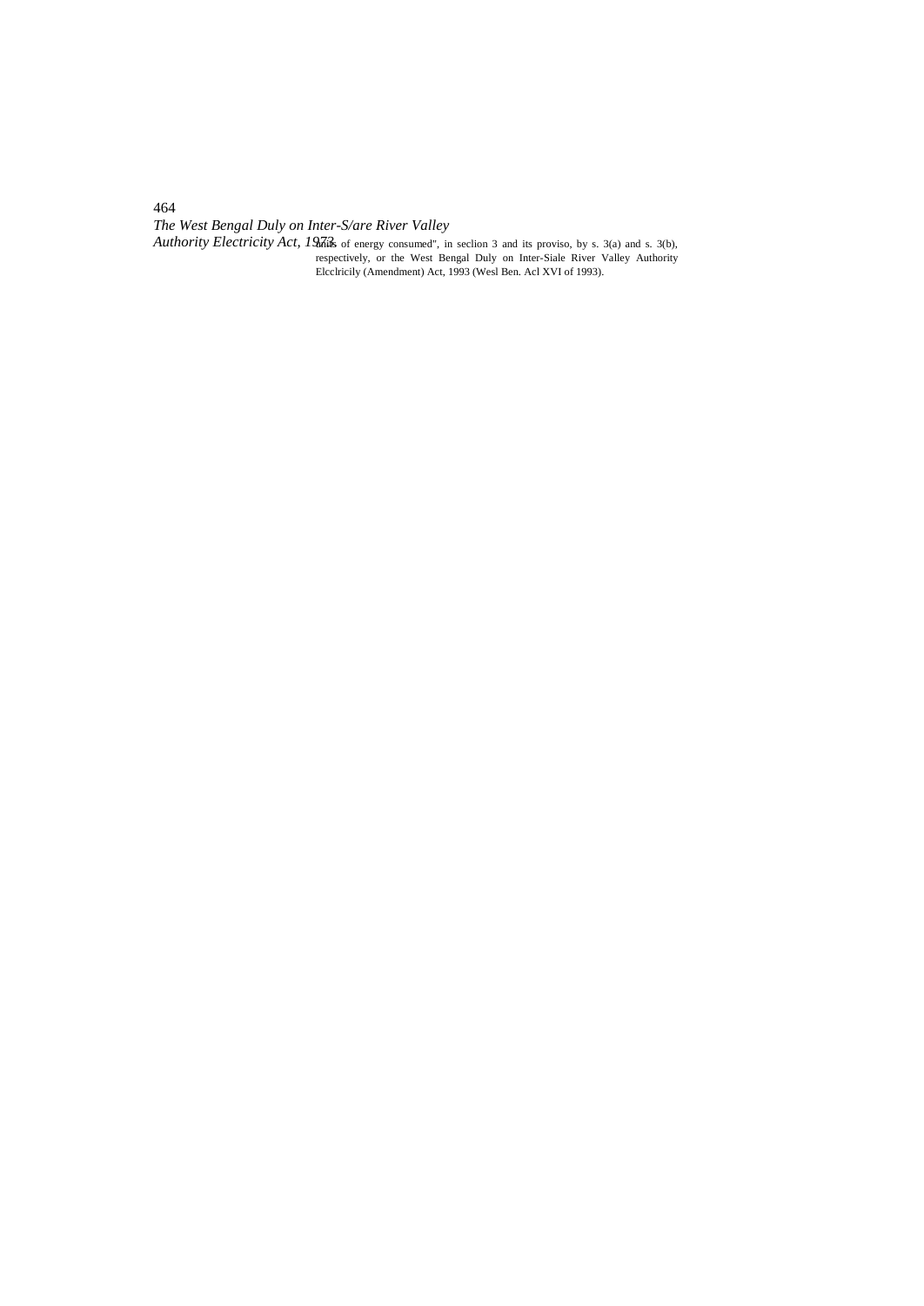units of energy consumed", in seclion 3 and its proviso, by s. 3(a) and s. 3(b), respectively, or the West Bengal Duly on Inter-Siale River Valley Authority Elcclricily (Amendment) Act, 1993 (Wesl Ben. Acl XVI of 1993).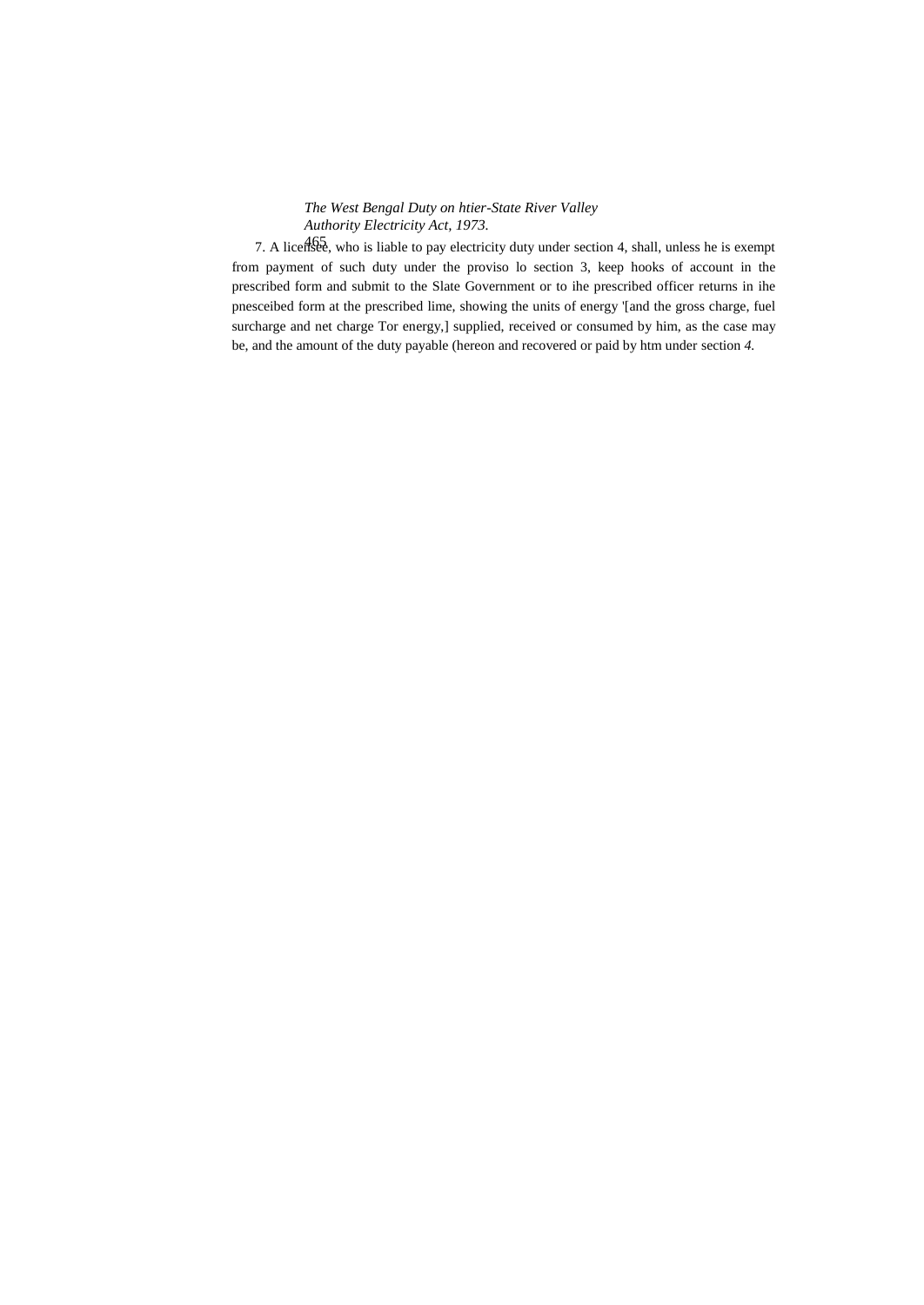*The West Bengal Duty on htier-State River Valley Authority Electricity Act, 1973.*

7. A licensee, who is liable to pay electricity duty under section 4, shall, unless he is exempt from payment of such duty under the proviso lo section 3, keep hooks of account in the prescribed form and submit to the Slate Government or to ihe prescribed officer returns in ihe pnesceibed form at the prescribed lime, showing the units of energy '[and the gross charge, fuel surcharge and net charge Tor energy,] supplied, received or consumed by him, as the case may be, and the amount of the duty payable (hereon and recovered or paid by htm under section *4.*